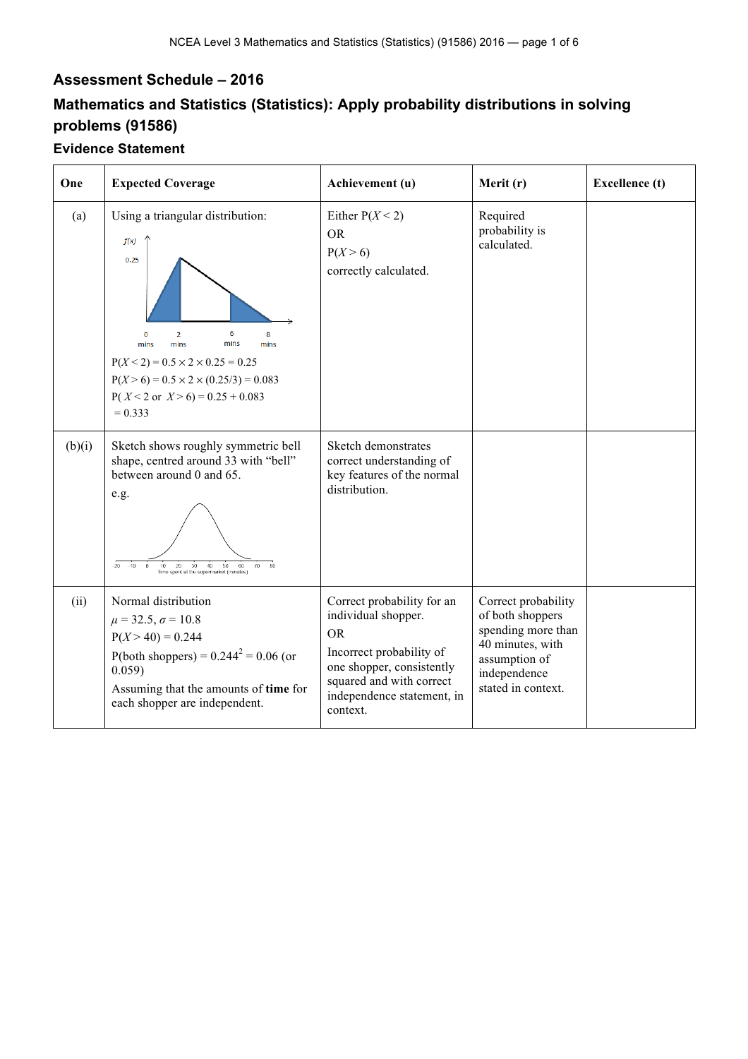## Assessment Schedule – 2016

## Mathematics and Statistics (Statistics): Apply probability distributions in solving problems (91586)

### Evidence Statement

| One | Expected Coverage | Achievement (u) | Merit (r) | Excellence (t) |
|---|---|---|---|---|
| (a) | Using a triangular distribution:<br>$P(X < 2) = 0.5 \times 2 \times 0.25 = 0.25$<br>$P(X > 6) = 0.5 \times 2 \times (0.25/3) = 0.083$<br>$P(X < 2 \text{ or } X > 6) = 0.25 + 0.083$<br>$= 0.333$ | Either $P(X < 2)$<br>OR<br>$P(X > 6)$<br>correctly calculated. | Required probability is calculated. | |
| (b)(i) | Sketch shows roughly symmetric bell shape, centred around 33 with "bell" between around 0 and 65.<br>e.g. | Sketch demonstrates correct understanding of key features of the normal distribution. | | |
| (ii) | Normal distribution<br>$\mu = 32.5$, $\sigma = 10.8$<br>$P(X > 40) = 0.244$<br>P(both shoppers) $= 0.244^2 = 0.06$ (or 0.059)<br>Assuming that the amounts of **time** for each shopper are independent. | Correct probability for an individual shopper.<br>OR<br>Incorrect probability of one shopper, consistently squared and with correct independence statement, in context. | Correct probability of both shoppers spending more than 40 minutes, with assumption of independence stated in context. | |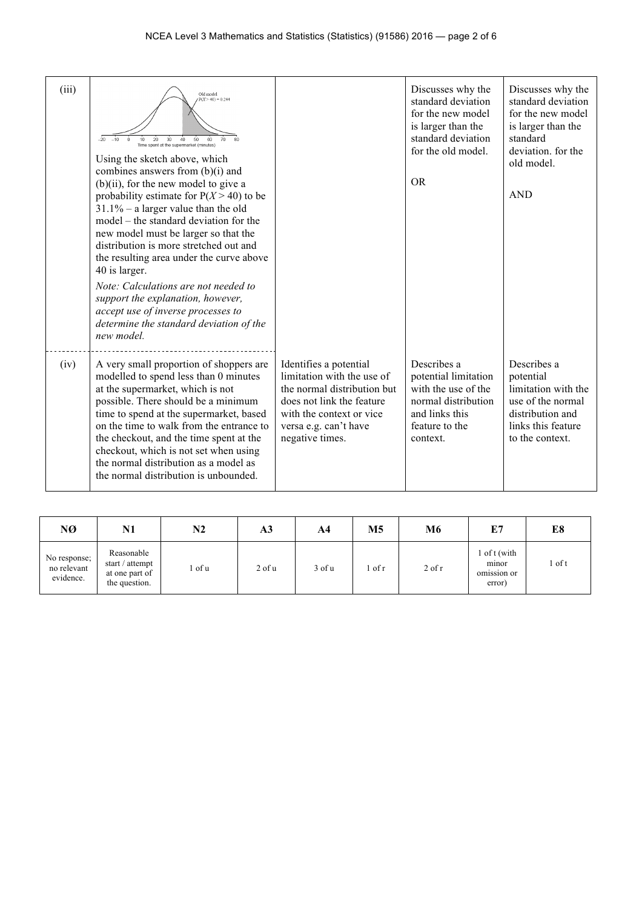| | | | | |
|---|---|---|---|---|
| (iii) | Using the sketch above, which combines answers from (b)(i) and (b)(ii), for the new model to give a probability estimate for $P(X > 40)$ to be 31.1% – a larger value than the old model – the standard deviation for the new model must be larger so that the distribution is more stretched out and the resulting area under the curve above 40 is larger.<br>*Note: Calculations are not needed to support the explanation, however, accept use of inverse processes to determine the standard deviation of the new model.* | | Discusses why the standard deviation for the new model is larger than the standard deviation for the old model.<br>OR | Discusses why the standard deviation for the new model is larger than the standard deviation. for the old model.<br>AND |
| (iv) | A very small proportion of shoppers are modelled to spend less than 0 minutes at the supermarket, which is not possible. There should be a minimum time to spend at the supermarket, based on the time to walk from the entrance to the checkout, and the time spent at the checkout, which is not set when using the normal distribution as a model as the normal distribution is unbounded. | Identifies a potential limitation with the use of the normal distribution but does not link the feature with the context or vice versa e.g. can't have negative times. | Describes a potential limitation with the use of the normal distribution and links this feature to the context. | Describes a potential limitation with the use of the normal distribution and links this feature to the context. |

| NØ | N1 | N2 | A3 | A4 | M5 | M6 | E7 | E8 |
|---|---|---|---|---|---|---|---|---|
| No response; no relevant evidence. | Reasonable start / attempt at one part of the question. | 1 of u | 2 of u | 3 of u | 1 of r | 2 of r | 1 of t (with minor omission or error) | 1 of t |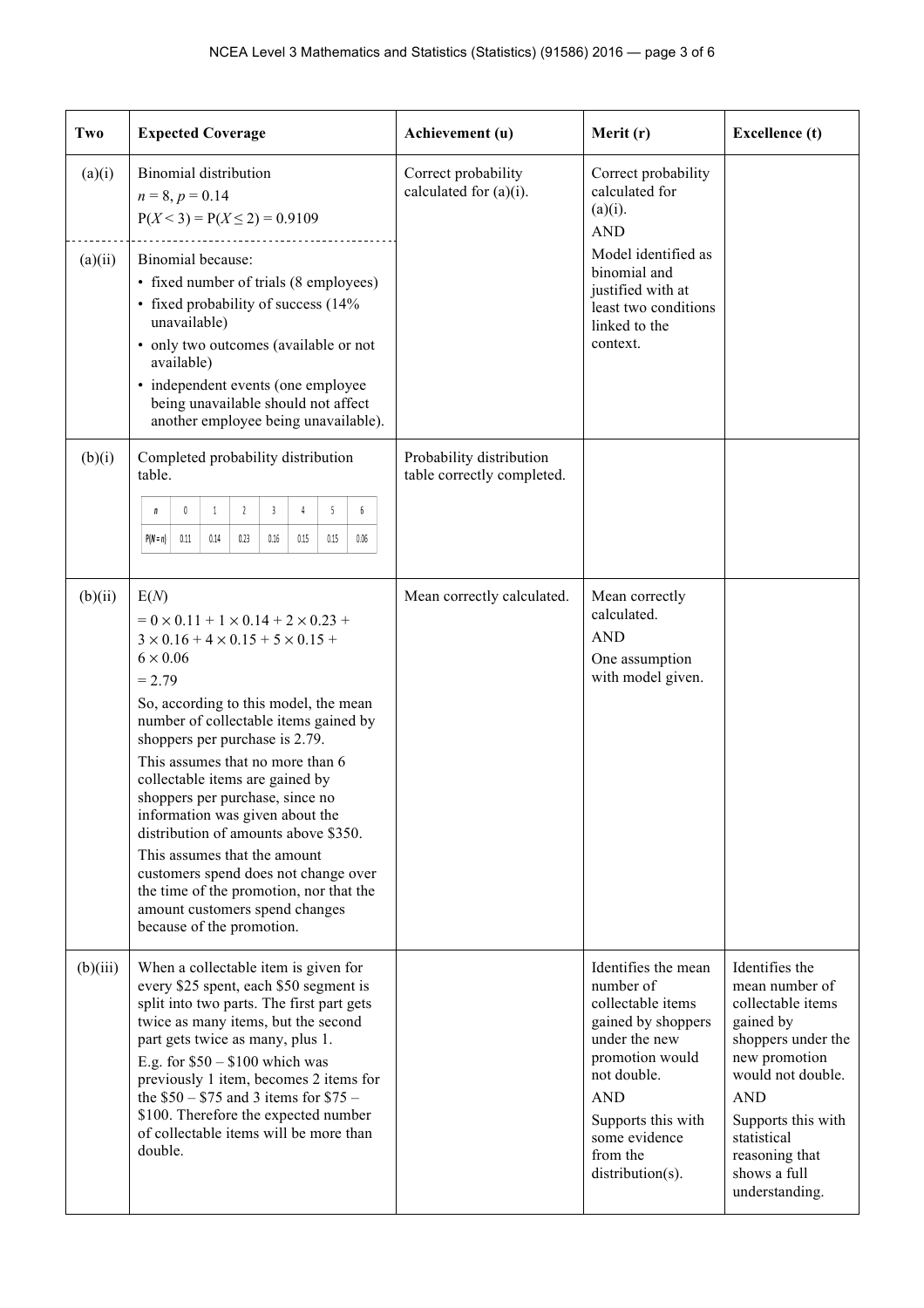| Two | Expected Coverage | Achievement (u) | Merit (r) | Excellence (t) |
|---|---|---|---|---|
| (a)(i) | Binomial distribution<br>$n = 8$, $p = 0.14$<br>$P(X < 3) = P(X \leq 2) = 0.9109$ | Correct probability calculated for (a)(i). | Correct probability calculated for (a)(i).<br>AND<br>Model identified as binomial and justified with at least two conditions linked to the context. | |
| (a)(ii) | Binomial because:<br>• fixed number of trials (8 employees)<br>• fixed probability of success (14% unavailable)<br>• only two outcomes (available or not available)<br>• independent events (one employee being unavailable should not affect another employee being unavailable). | | | |
| (b)(i) | Completed probability distribution table.<br><br>$n$: 0, 1, 2, 3, 4, 5, 6<br>$P(N = n)$: 0.11, 0.14, 0.23, 0.16, 0.15, 0.15, 0.06 | Probability distribution table correctly completed. | | |
| (b)(ii) | $E(N)$<br>$= 0 \times 0.11 + 1 \times 0.14 + 2 \times 0.23 + 3 \times 0.16 + 4 \times 0.15 + 5 \times 0.15 + 6 \times 0.06$<br>$= 2.79$<br>So, according to this model, the mean number of collectable items gained by shoppers per purchase is 2.79.<br>This assumes that no more than 6 collectable items are gained by shoppers per purchase, since no information was given about the distribution of amounts above $350.<br>This assumes that the amount customers spend does not change over the time of the promotion, nor that the amount customers spend changes because of the promotion. | Mean correctly calculated. | Mean correctly calculated.<br>AND<br>One assumption with model given. | |
| (b)(iii) | When a collectable item is given for every $25 spent, each $50 segment is split into two parts. The first part gets twice as many items, but the second part gets twice as many, plus 1.<br>E.g. for $50 – $100 which was previously 1 item, becomes 2 items for the $50 – $75 and 3 items for $75 – $100. Therefore the expected number of collectable items will be more than double. | | Identifies the mean number of collectable items gained by shoppers under the new promotion would not double.<br>AND<br>Supports this with some evidence from the distribution(s). | Identifies the mean number of collectable items gained by shoppers under the new promotion would not double.<br>AND<br>Supports this with statistical reasoning that shows a full understanding. |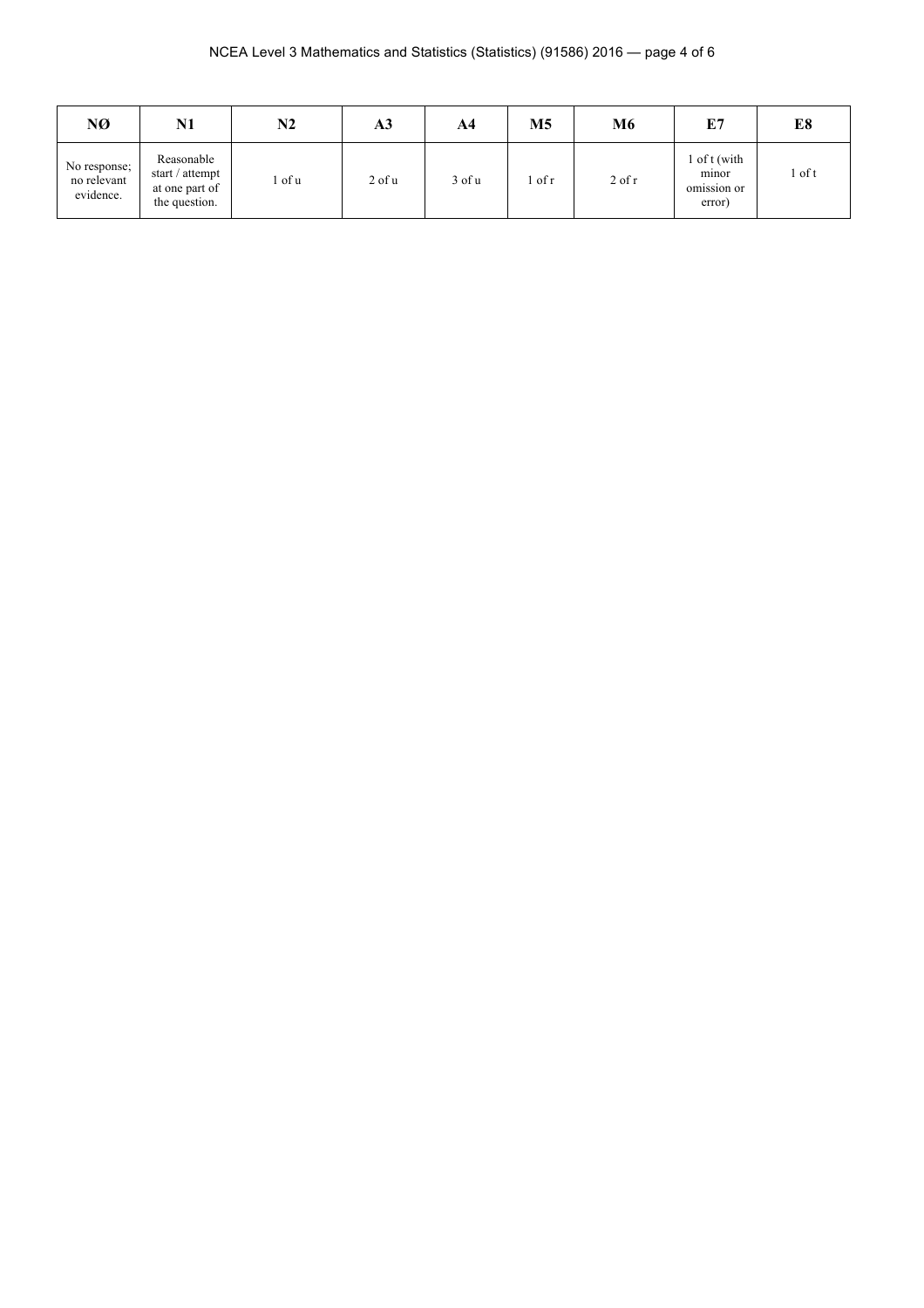| NØ | N1 | N2 | A3 | A4 | M5 | M6 | E7 | E8 |
|---|---|---|---|---|---|---|---|---|
| No response; no relevant evidence. | Reasonable start / attempt at one part of the question. | 1 of u | 2 of u | 3 of u | 1 of r | 2 of r | 1 of t (with minor omission or error) | 1 of t |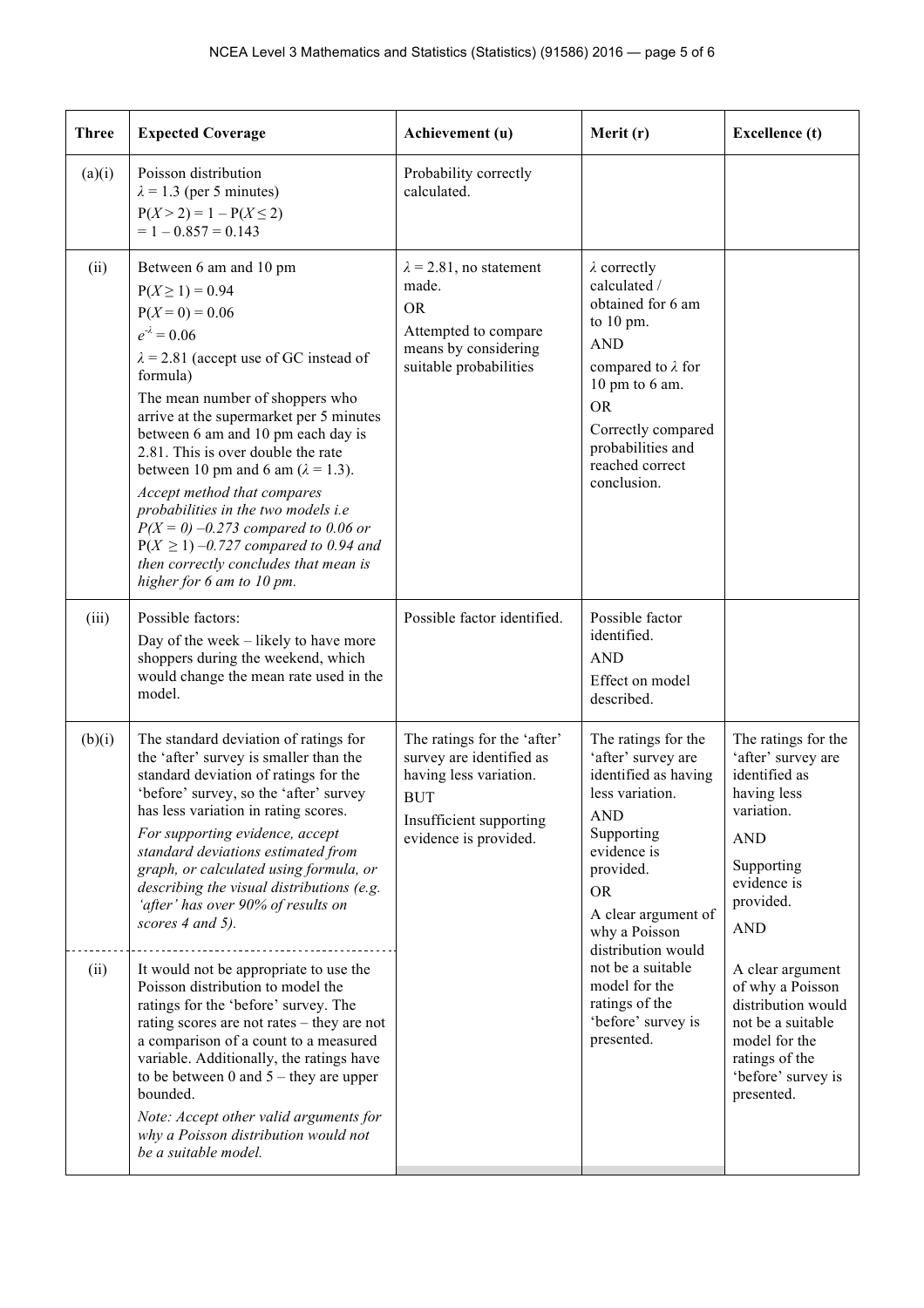| Three | Expected Coverage | Achievement (u) | Merit (r) | Excellence (t) |
|---|---|---|---|---|
| (a)(i) | Poisson distribution<br>$\lambda = 1.3$ (per 5 minutes)<br>$P(X > 2) = 1 - P(X \leq 2)$<br>$= 1 - 0.857 = 0.143$ | Probability correctly calculated. | | |
| (ii) | Between 6 am and 10 pm<br>$P(X \geq 1) = 0.94$<br>$P(X = 0) = 0.06$<br>$e^{-\lambda} = 0.06$<br>$\lambda = 2.81$ (accept use of GC instead of formula)<br>The mean number of shoppers who arrive at the supermarket per 5 minutes between 6 am and 10 pm each day is 2.81. This is over double the rate between 10 pm and 6 am ($\lambda = 1.3$).<br>*Accept method that compares probabilities in the two models i.e $P(X = 0)$ –0.273 compared to 0.06 or $P(X \geq 1)$ –0.727 compared to 0.94 and then correctly concludes that mean is higher for 6 am to 10 pm.* | $\lambda = 2.81$, no statement made.<br>OR<br>Attempted to compare means by considering suitable probabilities | $\lambda$ correctly calculated / obtained for 6 am to 10 pm.<br>AND<br>compared to $\lambda$ for 10 pm to 6 am.<br>OR<br>Correctly compared probabilities and reached correct conclusion. | |
| (iii) | Possible factors:<br>Day of the week – likely to have more shoppers during the weekend, which would change the mean rate used in the model. | Possible factor identified. | Possible factor identified.<br>AND<br>Effect on model described. | |
| (b)(i) | The standard deviation of ratings for the 'after' survey is smaller than the standard deviation of ratings for the 'before' survey, so the 'after' survey has less variation in rating scores.<br>*For supporting evidence, accept standard deviations estimated from graph, or calculated using formula, or describing the visual distributions (e.g. 'after' has over 90% of results on scores 4 and 5).* | The ratings for the 'after' survey are identified as having less variation.<br>BUT<br>Insufficient supporting evidence is provided. | The ratings for the 'after' survey are identified as having less variation.<br>AND<br>Supporting evidence is provided.<br>OR<br>A clear argument of why a Poisson distribution would not be a suitable model for the ratings of the 'before' survey is presented. | The ratings for the 'after' survey are identified as having less variation.<br>AND<br>Supporting evidence is provided.<br>AND<br>A clear argument of why a Poisson distribution would not be a suitable model for the ratings of the 'before' survey is presented. |
| (ii) | It would not be appropriate to use the Poisson distribution to model the ratings for the 'before' survey. The rating scores are not rates – they are not a comparison of a count to a measured variable. Additionally, the ratings have to be between 0 and 5 – they are upper bounded.<br>*Note: Accept other valid arguments for why a Poisson distribution would not be a suitable model.* | | | |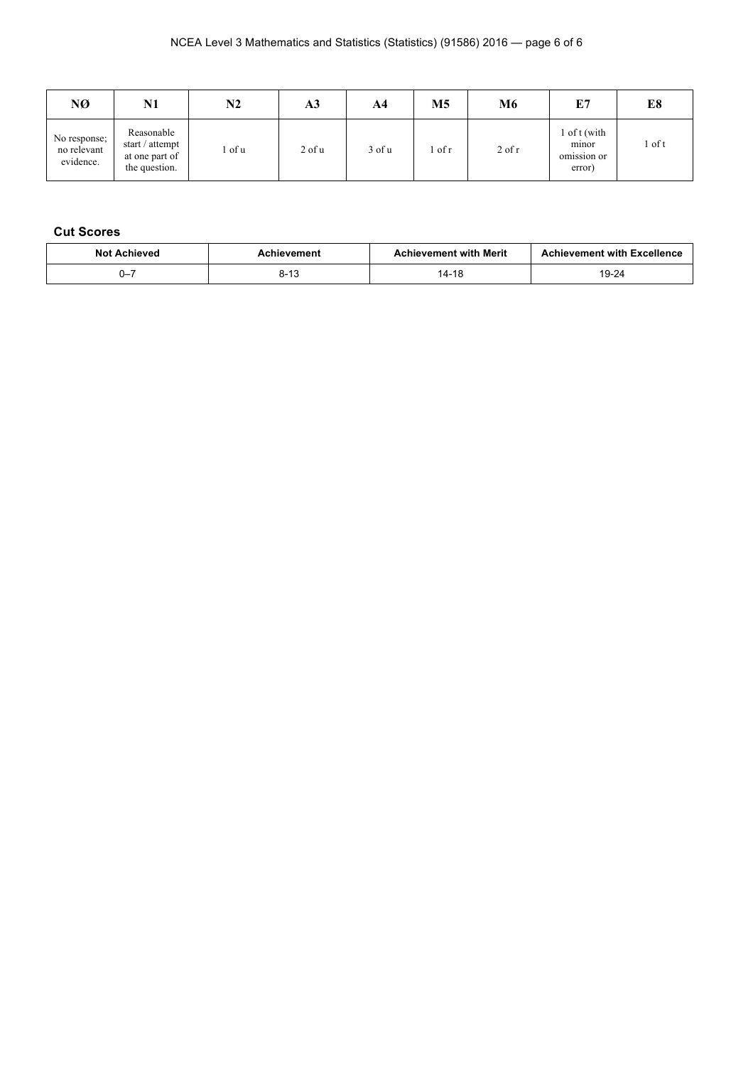| NØ | N1 | N2 | A3 | A4 | M5 | M6 | E7 | E8 |
|---|---|---|---|---|---|---|---|---|
| No response; no relevant evidence. | Reasonable start / attempt at one part of the question. | 1 of u | 2 of u | 3 of u | 1 of r | 2 of r | 1 of t (with minor omission or error) | 1 of t |

## Cut Scores

| Not Achieved | Achievement | Achievement with Merit | Achievement with Excellence |
|---|---|---|---|
| 0–7 | 8-13 | 14-18 | 19-24 |